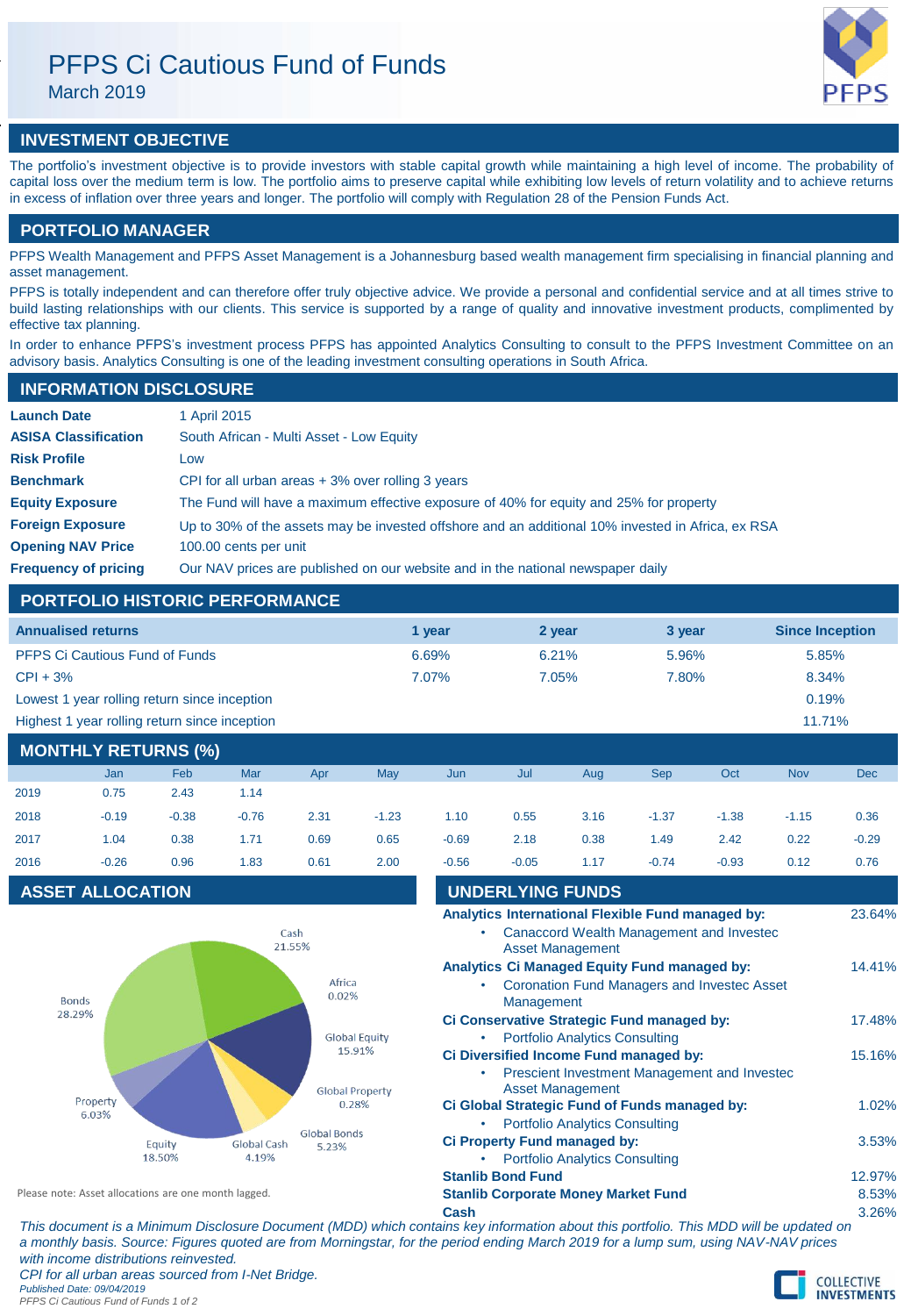# PFPS Ci Cautious Fund of Funds

March 2019

## INVESTMENT OBJECTIVE

The portfolio's investment objective is to provide investors with stable capital growth while maintaining a high level of income. The probability of capital loss over the medium term is low. The portfolio aims to preserve capital while exhibiting low levels of return volatility and to achieve returns in excess of inflation over three years and longer. The portfolio will comply with Regulation 28 of the Pension Funds Act.

## PORTFOLIO MANAGER

PFPS Wealth Management and PFPS Asset Management is a Johannesburg based wealth management firm specialising in financial planning and asset management.

PFPS is totally independent and can therefore offer truly objective advice. We provide a personal and confidential service and at all times strive to build lasting relationships with our clients. This service is supported by a range of quality and innovative investment products, complimented by effective tax planning.

In order to enhance PFPS's investment process PFPS has appointed Analytics Consulting to consult to the PFPS Investment Committee on an advisory basis. Analytics Consulting is one of the leading investment consulting operations in South Africa.

## INFORMATION DISCLOSURE

| | |
|---|---|
| **Launch Date** | 1 April 2015 |
| **ASISA Classification** | South African - Multi Asset - Low Equity |
| **Risk Profile** | Low |
| **Benchmark** | CPI for all urban areas + 3% over rolling 3 years |
| **Equity Exposure** | The Fund will have a maximum effective exposure of 40% for equity and 25% for property |
| **Foreign Exposure** | Up to 30% of the assets may be invested offshore and an additional 10% invested in Africa, ex RSA |
| **Opening NAV Price** | 100.00 cents per unit |
| **Frequency of pricing** | Our NAV prices are published on our website and in the national newspaper daily |

## PORTFOLIO HISTORIC PERFORMANCE

| Annualised returns | 1 year | 2 year | 3 year | Since Inception |
|---|---|---|---|---|
| PFPS Ci Cautious Fund of Funds | 6.69% | 6.21% | 5.96% | 5.85% |
| CPI + 3% | 7.07% | 7.05% | 7.80% | 8.34% |
| Lowest 1 year rolling return since inception | | | | 0.19% |
| Highest 1 year rolling return since inception | | | | 11.71% |

## MONTHLY RETURNS (%)

| | Jan | Feb | Mar | Apr | May | Jun | Jul | Aug | Sep | Oct | Nov | Dec |
|---|---|---|---|---|---|---|---|---|---|---|---|---|
| 2019 | 0.75 | 2.43 | 1.14 | | | | | | | | | |
| 2018 | -0.19 | -0.38 | -0.76 | 2.31 | -1.23 | 1.10 | 0.55 | 3.16 | -1.37 | -1.38 | -1.15 | 0.36 |
| 2017 | 1.04 | 0.38 | 1.71 | 0.69 | 0.65 | -0.69 | 2.18 | 0.38 | 1.49 | 2.42 | 0.22 | -0.29 |
| 2016 | -0.26 | 0.96 | 1.83 | 0.61 | 2.00 | -0.56 | -0.05 | 1.17 | -0.74 | -0.93 | 0.12 | 0.76 |

## ASSET ALLOCATION

| Asset | Allocation |
|---|---|
| Cash | 21.55% |
| Africa | 0.02% |
| Global Equity | 15.91% |
| Global Property | 0.28% |
| Global Bonds | 5.23% |
| Global Cash | 4.19% |
| Equity | 18.50% |
| Property | 6.03% |
| Bonds | 28.29% |

Please note: Asset allocations are one month lagged.

## UNDERLYING FUNDS

| Fund | Weight |
|---|---|
| **Analytics International Flexible Fund managed by:** • Canaccord Wealth Management and Investec Asset Management | 23.64% |
| **Analytics Ci Managed Equity Fund managed by:** • Coronation Fund Managers and Investec Asset Management | 14.41% |
| **Ci Conservative Strategic Fund managed by:** • Portfolio Analytics Consulting | 17.48% |
| **Ci Diversified Income Fund managed by:** • Prescient Investment Management and Investec Asset Management | 15.16% |
| **Ci Global Strategic Fund of Funds managed by:** • Portfolio Analytics Consulting | 1.02% |
| **Ci Property Fund managed by:** • Portfolio Analytics Consulting | 3.53% |
| **Stanlib Bond Fund** | 12.97% |
| **Stanlib Corporate Money Market Fund** | 8.53% |
| **Cash** | 3.26% |

*This document is a Minimum Disclosure Document (MDD) which contains key information about this portfolio. This MDD will be updated on a monthly basis. Source: Figures quoted are from Morningstar, for the period ending March 2019 for a lump sum, using NAV-NAV prices with income distributions reinvested.*

*CPI for all urban areas sourced from I-Net Bridge.*

*Published Date: 09/04/2019*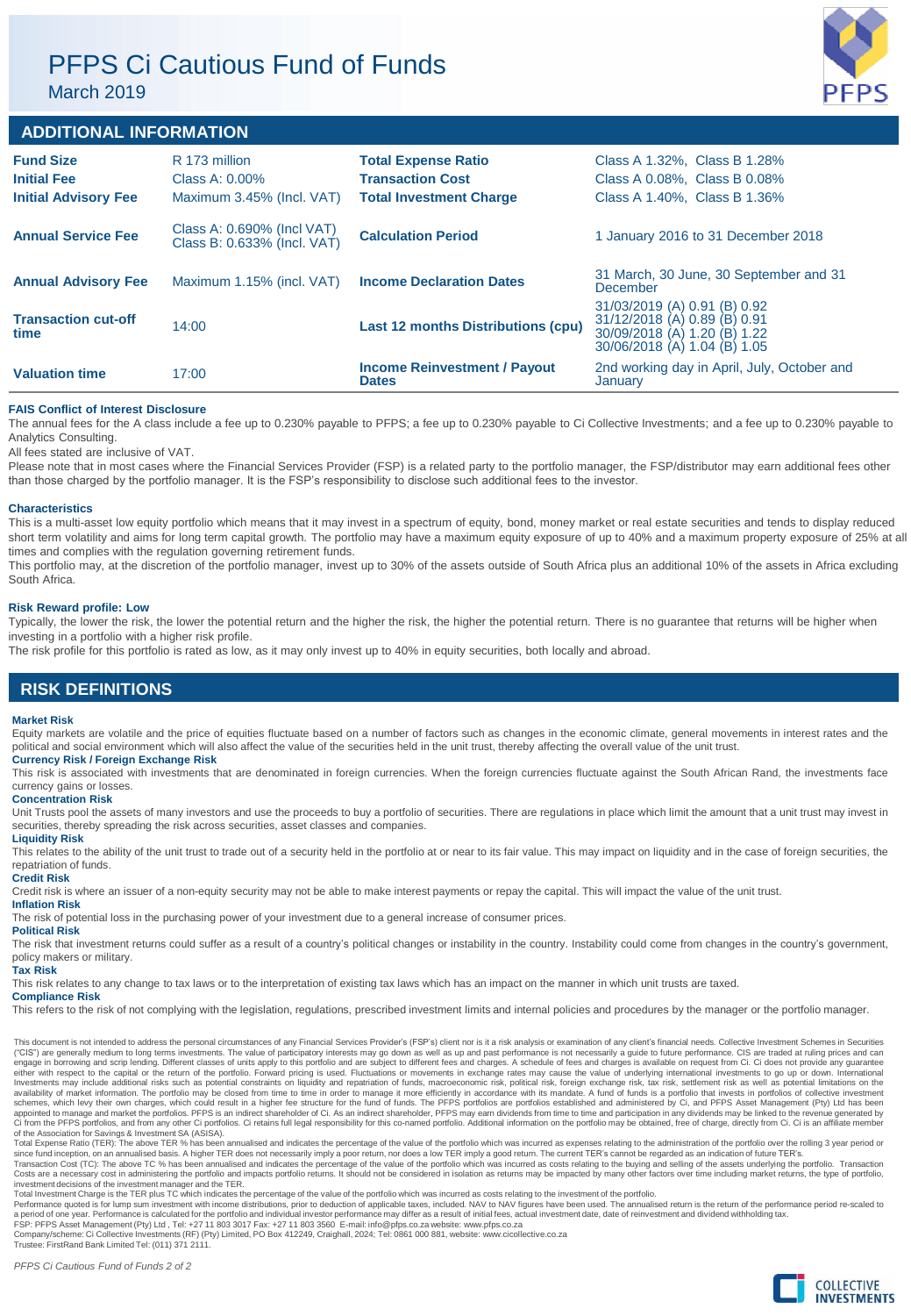# PFPS Ci Cautious Fund of Funds

March 2019

## ADDITIONAL INFORMATION

| | | | |
|---|---|---|---|
| **Fund Size** | R 173 million | **Total Expense Ratio** | Class A 1.32%, Class B 1.28% |
| **Initial Fee** | Class A: 0.00% | **Transaction Cost** | Class A 0.08%, Class B 0.08% |
| **Initial Advisory Fee** | Maximum 3.45% (Incl. VAT) | **Total Investment Charge** | Class A 1.40%, Class B 1.36% |
| **Annual Service Fee** | Class A: 0.690% (Incl VAT) Class B: 0.633% (Incl. VAT) | **Calculation Period** | 1 January 2016 to 31 December 2018 |
| **Annual Advisory Fee** | Maximum 1.15% (incl. VAT) | **Income Declaration Dates** | 31 March, 30 June, 30 September and 31 December |
| **Transaction cut-off time** | 14:00 | **Last 12 months Distributions (cpu)** | 31/03/2019 (A) 0.91 (B) 0.92 31/12/2018 (A) 0.89 (B) 0.91 30/09/2018 (A) 1.20 (B) 1.22 30/06/2018 (A) 1.04 (B) 1.05 |
| **Valuation time** | 17:00 | **Income Reinvestment / Payout Dates** | 2nd working day in April, July, October and January |

**FAIS Conflict of Interest Disclosure**

The annual fees for the A class include a fee up to 0.230% payable to PFPS; a fee up to 0.230% payable to Ci Collective Investments; and a fee up to 0.230% payable to Analytics Consulting.

All fees stated are inclusive of VAT.

Please note that in most cases where the Financial Services Provider (FSP) is a related party to the portfolio manager, the FSP/distributor may earn additional fees other than those charged by the portfolio manager. It is the FSP's responsibility to disclose such additional fees to the investor.

**Characteristics**

This is a multi-asset low equity portfolio which means that it may invest in a spectrum of equity, bond, money market or real estate securities and tends to display reduced short term volatility and aims for long term capital growth. The portfolio may have a maximum equity exposure of up to 40% and a maximum property exposure of 25% at all times and complies with the regulation governing retirement funds.

This portfolio may, at the discretion of the portfolio manager, invest up to 30% of the assets outside of South Africa plus an additional 10% of the assets in Africa excluding South Africa.

**Risk Reward profile: Low**

Typically, the lower the risk, the lower the potential return and the higher the risk, the higher the potential return. There is no guarantee that returns will be higher when investing in a portfolio with a higher risk profile.

The risk profile for this portfolio is rated as low, as it may only invest up to 40% in equity securities, both locally and abroad.

## RISK DEFINITIONS

**Market Risk**

Equity markets are volatile and the price of equities fluctuate based on a number of factors such as changes in the economic climate, general movements in interest rates and the political and social environment which will also affect the value of the securities held in the unit trust, thereby affecting the overall value of the unit trust.

**Currency Risk / Foreign Exchange Risk**

This risk is associated with investments that are denominated in foreign currencies. When the foreign currencies fluctuate against the South African Rand, the investments face currency gains or losses.

**Concentration Risk**

Unit Trusts pool the assets of many investors and use the proceeds to buy a portfolio of securities. There are regulations in place which limit the amount that a unit trust may invest in securities, thereby spreading the risk across securities, asset classes and companies.

**Liquidity Risk**

This relates to the ability of the unit trust to trade out of a security held in the portfolio at or near to its fair value. This may impact on liquidity and in the case of foreign securities, the repatriation of funds.

**Credit Risk**

Credit risk is where an issuer of a non-equity security may not be able to make interest payments or repay the capital. This will impact the value of the unit trust.

**Inflation Risk**

The risk of potential loss in the purchasing power of your investment due to a general increase of consumer prices.

**Political Risk**

The risk that investment returns could suffer as a result of a country's political changes or instability in the country. Instability could come from changes in the country's government, policy makers or military.

**Tax Risk**

This risk relates to any change to tax laws or to the interpretation of existing tax laws which has an impact on the manner in which unit trusts are taxed.

**Compliance Risk**

This refers to the risk of not complying with the legislation, regulations, prescribed investment limits and internal policies and procedures by the manager or the portfolio manager.

This document is not intended to address the personal circumstances of any Financial Services Provider's (FSP's) client nor is it a risk analysis or examination of any client's financial needs. Collective Investment Schemes in Securities ("CIS") are generally medium to long terms investments. The value of participatory interests may go down as well as up and past performance is not necessarily a guide to future performance. CIS are traded at ruling prices and can engage in borrowing and scrip lending. Different classes of units apply to this portfolio and are subject to different fees and charges. A schedule of fees and charges is available on request from Ci. Ci does not provide any guarantee either with respect to the capital or the return of the portfolio. Forward pricing is used. Fluctuations or movements in exchange rates may cause the value of underlying international investments to go up or down. International Investments may include additional risks such as potential constraints on liquidity and repatriation of funds, macroeconomic risk, political risk, foreign exchange risk, tax risk, settlement risk as well as potential limitations on the availability of market information. The portfolio may be closed from time to time in order to manage it more efficiently in accordance with its mandate. A fund of funds is a portfolio that invests in portfolios of collective investment schemes, which levy their own charges, which could result in a higher fee structure for the fund of funds. The PFPS portfolios are portfolios established and administered by Ci, and PFPS Asset Management (Pty) Ltd has been appointed to manage and market the portfolios. PFPS is an indirect shareholder of Ci. As an indirect shareholder, PFPS may earn dividends from time to time and participation in any dividends may be linked to the revenue generated by Ci from the PFPS portfolios, and from any other Ci portfolios. Ci retains full legal responsibility for this co-named portfolio. Additional information on the portfolio may be obtained, free of charge, directly from Ci. Ci is an affiliate member of the Association for Savings & Investment SA (ASISA).

Total Expense Ratio (TER): The above TER % has been annualised and indicates the percentage of the value of the portfolio which was incurred as expenses relating to the administration of the portfolio over the rolling 3 year period or since fund inception, on an annualised basis. A higher TER does not necessarily imply a poor return, nor does a low TER imply a good return. The current TER's cannot be regarded as an indication of future TER's.

Transaction Cost (TC): The above TC % has been annualised and indicates the percentage of the value of the portfolio which was incurred as costs relating to the buying and selling of the assets underlying the portfolio. Transaction Costs are a necessary cost in administering the portfolio and impacts portfolio returns. It should not be considered in isolation as returns may be impacted by many other factors over time including market returns, the type of portfolio, investment decisions of the investment manager and the TER.

Total Investment Charge is the TER plus TC which indicates the percentage of the value of the portfolio which was incurred as costs relating to the investment of the portfolio.

Performance quoted is for lump sum investment with income distributions, prior to deduction of applicable taxes, included. NAV to NAV figures have been used. The annualised return is the return of the performance period re-scaled to a period of one year. Performance is calculated for the portfolio and individual investor performance may differ as a result of initial fees, actual investment date, date of reinvestment and dividend withholding tax.

FSP: PFPS Asset Management (Pty) Ltd , Tel: +27 11 803 3017 Fax: +27 11 803 3560 E-mail: info@pfps.co.za website: www.pfps.co.za

Company/scheme: Ci Collective Investments (RF) (Pty) Limited, PO Box 412249, Craighall, 2024; Tel: 0861 000 881, website: www.cicollective.co.za

Trustee: FirstRand Bank Limited Tel: (011) 371 2111.